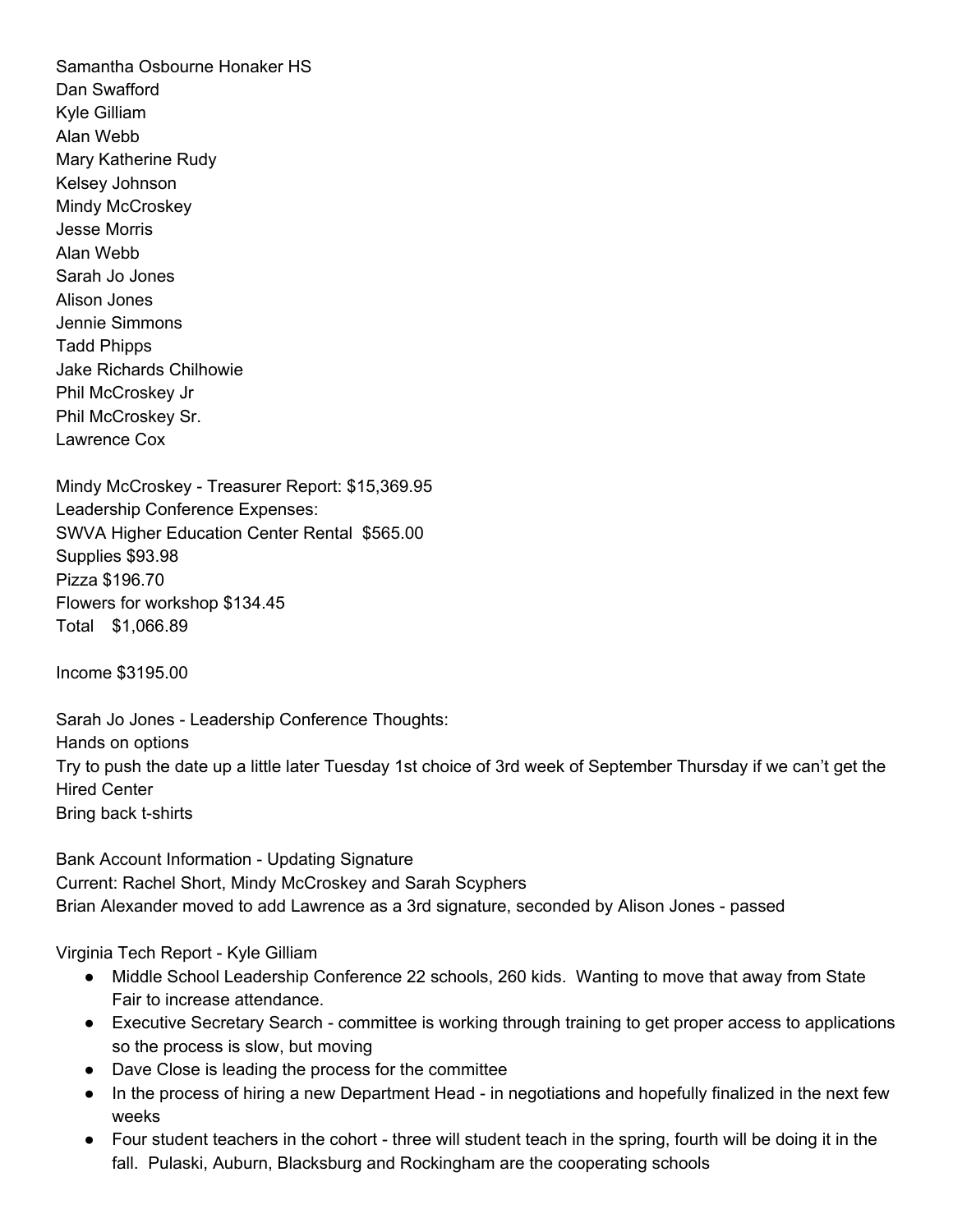Samantha Osbourne Honaker HS
Dan Swafford
Kyle Gilliam
Alan Webb
Mary Katherine Rudy
Kelsey Johnson
Mindy McCroskey
Jesse Morris
Alan Webb
Sarah Jo Jones
Alison Jones
Jennie Simmons
Tadd Phipps
Jake Richards Chilhowie
Phil McCroskey Jr
Phil McCroskey Sr.
Lawrence Cox

Mindy McCroskey - Treasurer Report: $15,369.95
Leadership Conference Expenses:
SWVA Higher Education Center Rental $565.00
Supplies $93.98
Pizza $196.70
Flowers for workshop $134.45
Total $1,066.89

Income $3195.00

Sarah Jo Jones - Leadership Conference Thoughts:
Hands on options
Try to push the date up a little later Tuesday 1st choice of 3rd week of September Thursday if we can't get the Hired Center
Bring back t-shirts

Bank Account Information - Updating Signature
Current: Rachel Short, Mindy McCroskey and Sarah Scyphers
Brian Alexander moved to add Lawrence as a 3rd signature, seconded by Alison Jones - passed

Virginia Tech Report - Kyle Gilliam

- Middle School Leadership Conference 22 schools, 260 kids. Wanting to move that away from State Fair to increase attendance.
- Executive Secretary Search - committee is working through training to get proper access to applications so the process is slow, but moving
- Dave Close is leading the process for the committee
- In the process of hiring a new Department Head - in negotiations and hopefully finalized in the next few weeks
- Four student teachers in the cohort - three will student teach in the spring, fourth will be doing it in the fall. Pulaski, Auburn, Blacksburg and Rockingham are the cooperating schools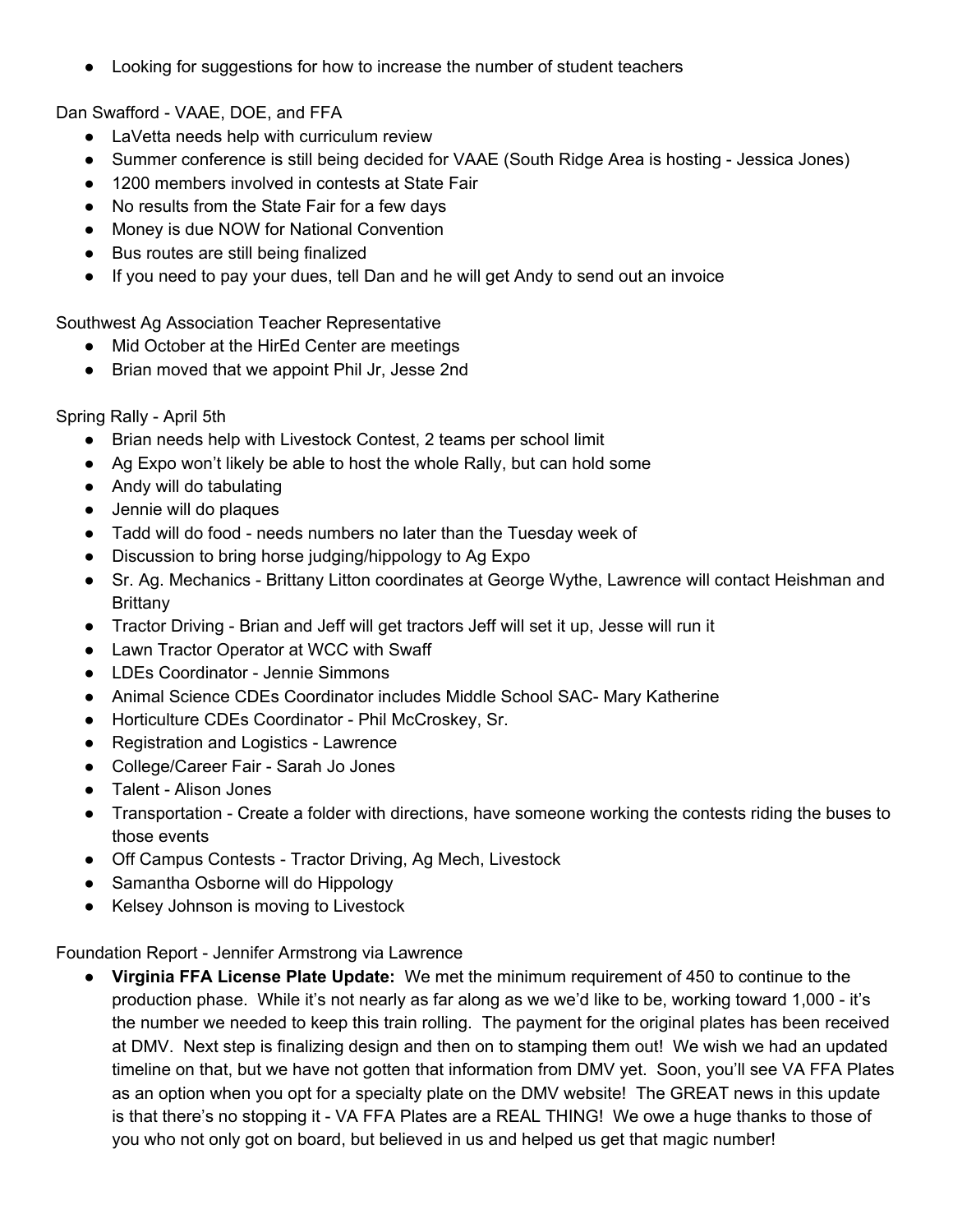- Looking for suggestions for how to increase the number of student teachers

Dan Swafford - VAAE, DOE, and FFA

- LaVetta needs help with curriculum review
- Summer conference is still being decided for VAAE (South Ridge Area is hosting - Jessica Jones)
- 1200 members involved in contests at State Fair
- No results from the State Fair for a few days
- Money is due NOW for National Convention
- Bus routes are still being finalized
- If you need to pay your dues, tell Dan and he will get Andy to send out an invoice

Southwest Ag Association Teacher Representative

- Mid October at the HirEd Center are meetings
- Brian moved that we appoint Phil Jr, Jesse 2nd

Spring Rally - April 5th

- Brian needs help with Livestock Contest, 2 teams per school limit
- Ag Expo won't likely be able to host the whole Rally, but can hold some
- Andy will do tabulating
- Jennie will do plaques
- Tadd will do food - needs numbers no later than the Tuesday week of
- Discussion to bring horse judging/hippology to Ag Expo
- Sr. Ag. Mechanics - Brittany Litton coordinates at George Wythe, Lawrence will contact Heishman and Brittany
- Tractor Driving - Brian and Jeff will get tractors Jeff will set it up, Jesse will run it
- Lawn Tractor Operator at WCC with Swaff
- LDEs Coordinator - Jennie Simmons
- Animal Science CDEs Coordinator includes Middle School SAC- Mary Katherine
- Horticulture CDEs Coordinator - Phil McCroskey, Sr.
- Registration and Logistics - Lawrence
- College/Career Fair - Sarah Jo Jones
- Talent - Alison Jones
- Transportation - Create a folder with directions, have someone working the contests riding the buses to those events
- Off Campus Contests - Tractor Driving, Ag Mech, Livestock
- Samantha Osborne will do Hippology
- Kelsey Johnson is moving to Livestock

Foundation Report - Jennifer Armstrong via Lawrence

- **Virginia FFA License Plate Update:** We met the minimum requirement of 450 to continue to the production phase. While it's not nearly as far along as we we'd like to be, working toward 1,000 - it's the number we needed to keep this train rolling. The payment for the original plates has been received at DMV. Next step is finalizing design and then on to stamping them out! We wish we had an updated timeline on that, but we have not gotten that information from DMV yet. Soon, you'll see VA FFA Plates as an option when you opt for a specialty plate on the DMV website! The GREAT news in this update is that there's no stopping it - VA FFA Plates are a REAL THING! We owe a huge thanks to those of you who not only got on board, but believed in us and helped us get that magic number!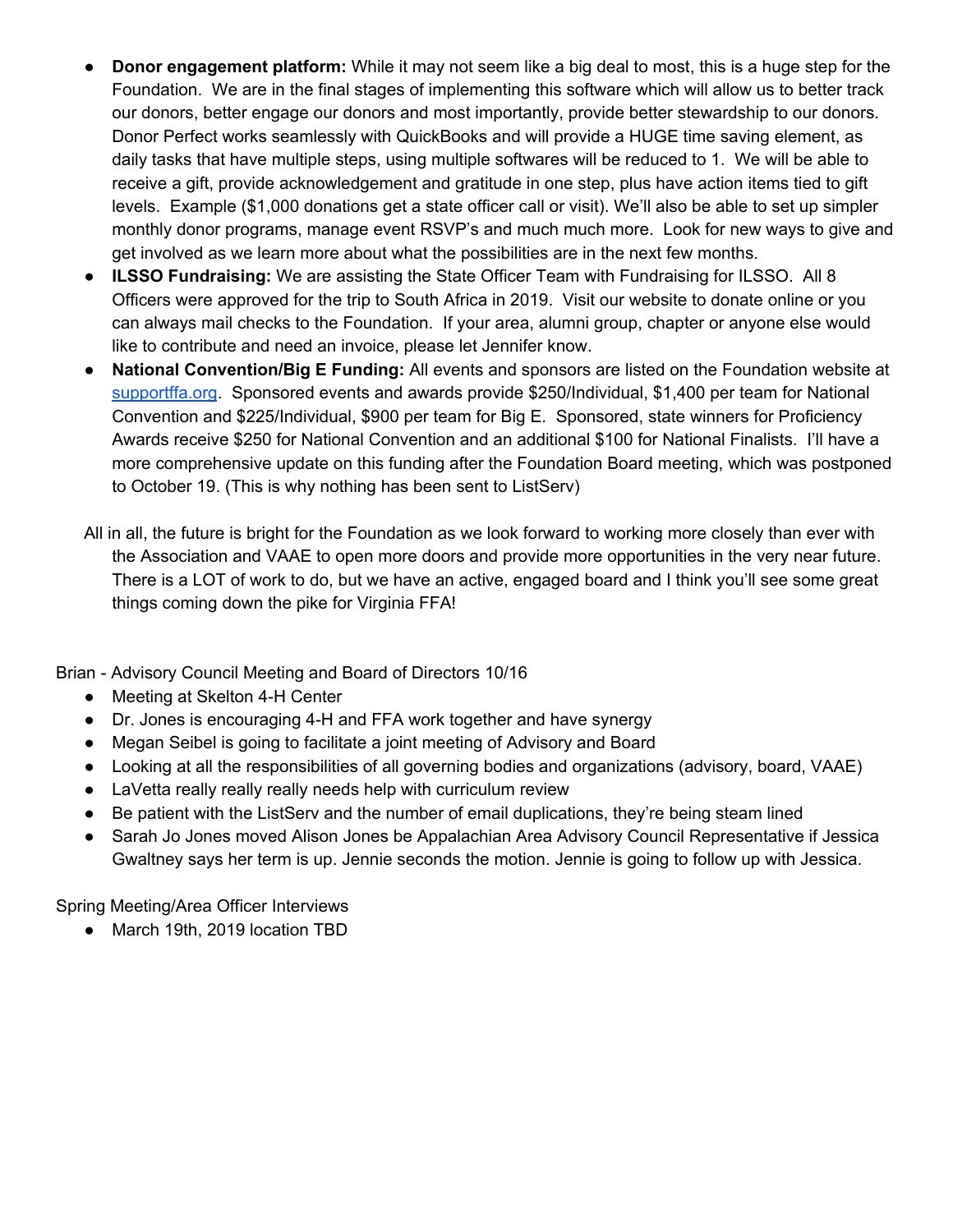- **Donor engagement platform:** While it may not seem like a big deal to most, this is a huge step for the Foundation. We are in the final stages of implementing this software which will allow us to better track our donors, better engage our donors and most importantly, provide better stewardship to our donors. Donor Perfect works seamlessly with QuickBooks and will provide a HUGE time saving element, as daily tasks that have multiple steps, using multiple softwares will be reduced to 1. We will be able to receive a gift, provide acknowledgement and gratitude in one step, plus have action items tied to gift levels. Example ($1,000 donations get a state officer call or visit). We'll also be able to set up simpler monthly donor programs, manage event RSVP's and much much more. Look for new ways to give and get involved as we learn more about what the possibilities are in the next few months.
- **ILSSO Fundraising:** We are assisting the State Officer Team with Fundraising for ILSSO. All 8 Officers were approved for the trip to South Africa in 2019. Visit our website to donate online or you can always mail checks to the Foundation. If your area, alumni group, chapter or anyone else would like to contribute and need an invoice, please let Jennifer know.
- **National Convention/Big E Funding:** All events and sponsors are listed on the Foundation website at [supportffa.org](supportffa.org). Sponsored events and awards provide $250/Individual, $1,400 per team for National Convention and $225/Individual, $900 per team for Big E. Sponsored, state winners for Proficiency Awards receive $250 for National Convention and an additional $100 for National Finalists. I'll have a more comprehensive update on this funding after the Foundation Board meeting, which was postponed to October 19. (This is why nothing has been sent to ListServ)

All in all, the future is bright for the Foundation as we look forward to working more closely than ever with the Association and VAAE to open more doors and provide more opportunities in the very near future. There is a LOT of work to do, but we have an active, engaged board and I think you'll see some great things coming down the pike for Virginia FFA!

Brian - Advisory Council Meeting and Board of Directors 10/16

- Meeting at Skelton 4-H Center
- Dr. Jones is encouraging 4-H and FFA work together and have synergy
- Megan Seibel is going to facilitate a joint meeting of Advisory and Board
- Looking at all the responsibilities of all governing bodies and organizations (advisory, board, VAAE)
- LaVetta really really really needs help with curriculum review
- Be patient with the ListServ and the number of email duplications, they're being steam lined
- Sarah Jo Jones moved Alison Jones be Appalachian Area Advisory Council Representative if Jessica Gwaltney says her term is up. Jennie seconds the motion. Jennie is going to follow up with Jessica.

Spring Meeting/Area Officer Interviews

- March 19th, 2019 location TBD